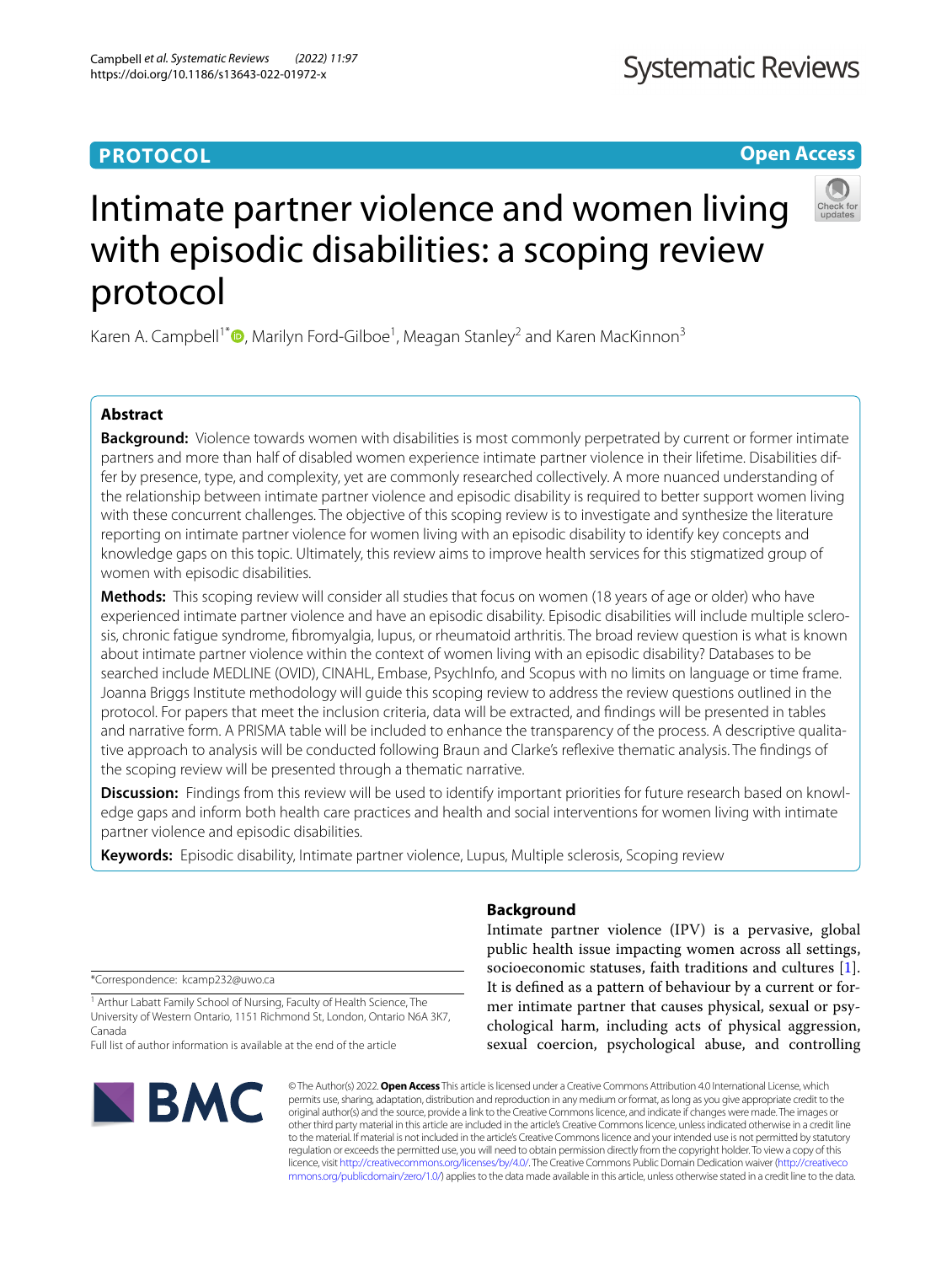PROTOCOL

Open Access

# Intimate partner violence and women living with episodic disabilities: a scoping review protocol

Karen A. Campbell[1*], Marilyn Ford-Gilboe[1], Meagan Stanley[2] and Karen MacKinnon[3]

## Abstract

**Background:** Violence towards women with disabilities is most commonly perpetrated by current or former intimate partners and more than half of disabled women experience intimate partner violence in their lifetime. Disabilities differ by presence, type, and complexity, yet are commonly researched collectively. A more nuanced understanding of the relationship between intimate partner violence and episodic disability is required to better support women living with these concurrent challenges. The objective of this scoping review is to investigate and synthesize the literature reporting on intimate partner violence for women living with an episodic disability to identify key concepts and knowledge gaps on this topic. Ultimately, this review aims to improve health services for this stigmatized group of women with episodic disabilities.

**Methods:** This scoping review will consider all studies that focus on women (18 years of age or older) who have experienced intimate partner violence and have an episodic disability. Episodic disabilities will include multiple sclerosis, chronic fatigue syndrome, fibromyalgia, lupus, or rheumatoid arthritis. The broad review question is what is known about intimate partner violence within the context of women living with an episodic disability? Databases to be searched include MEDLINE (OVID), CINAHL, Embase, PsychInfo, and Scopus with no limits on language or time frame. Joanna Briggs Institute methodology will guide this scoping review to address the review questions outlined in the protocol. For papers that meet the inclusion criteria, data will be extracted, and findings will be presented in tables and narrative form. A PRISMA table will be included to enhance the transparency of the process. A descriptive qualitative approach to analysis will be conducted following Braun and Clarke's reflexive thematic analysis. The findings of the scoping review will be presented through a thematic narrative.

**Discussion:** Findings from this review will be used to identify important priorities for future research based on knowledge gaps and inform both health care practices and health and social interventions for women living with intimate partner violence and episodic disabilities.

**Keywords:** Episodic disability, Intimate partner violence, Lupus, Multiple sclerosis, Scoping review

## Background

Intimate partner violence (IPV) is a pervasive, global public health issue impacting women across all settings, socioeconomic statuses, faith traditions and cultures [1]. It is defined as a pattern of behaviour by a current or former intimate partner that causes physical, sexual or psychological harm, including acts of physical aggression, sexual coercion, psychological abuse, and controlling

*Correspondence: kcamp232@uwo.ca

[1] Arthur Labatt Family School of Nursing, Faculty of Health Science, The University of Western Ontario, 1151 Richmond St, London, Ontario N6A 3K7, Canada

Full list of author information is available at the end of the article

© The Author(s) 2022. **Open Access** This article is licensed under a Creative Commons Attribution 4.0 International License, which permits use, sharing, adaptation, distribution and reproduction in any medium or format, as long as you give appropriate credit to the original author(s) and the source, provide a link to the Creative Commons licence, and indicate if changes were made. The images or other third party material in this article are included in the article's Creative Commons licence, unless indicated otherwise in a credit line to the material. If material is not included in the article's Creative Commons licence and your intended use is not permitted by statutory regulation or exceeds the permitted use, you will need to obtain permission directly from the copyright holder. To view a copy of this licence, visit http://creativecommons.org/licenses/by/4.0/. The Creative Commons Public Domain Dedication waiver (http://creativecommons.org/publicdomain/zero/1.0/) applies to the data made available in this article, unless otherwise stated in a credit line to the data.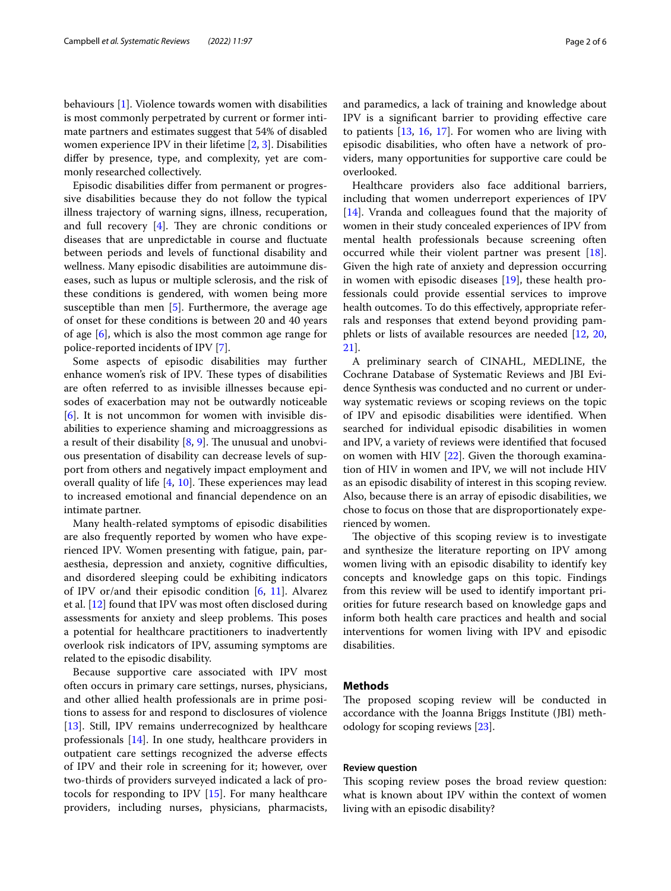behaviours [1]. Violence towards women with disabilities is most commonly perpetrated by current or former intimate partners and estimates suggest that 54% of disabled women experience IPV in their lifetime [2, 3]. Disabilities differ by presence, type, and complexity, yet are commonly researched collectively.

Episodic disabilities differ from permanent or progressive disabilities because they do not follow the typical illness trajectory of warning signs, illness, recuperation, and full recovery [4]. They are chronic conditions or diseases that are unpredictable in course and fluctuate between periods and levels of functional disability and wellness. Many episodic disabilities are autoimmune diseases, such as lupus or multiple sclerosis, and the risk of these conditions is gendered, with women being more susceptible than men [5]. Furthermore, the average age of onset for these conditions is between 20 and 40 years of age [6], which is also the most common age range for police-reported incidents of IPV [7].

Some aspects of episodic disabilities may further enhance women's risk of IPV. These types of disabilities are often referred to as invisible illnesses because episodes of exacerbation may not be outwardly noticeable [6]. It is not uncommon for women with invisible disabilities to experience shaming and microaggressions as a result of their disability [8, 9]. The unusual and unobvious presentation of disability can decrease levels of support from others and negatively impact employment and overall quality of life [4, 10]. These experiences may lead to increased emotional and financial dependence on an intimate partner.

Many health-related symptoms of episodic disabilities are also frequently reported by women who have experienced IPV. Women presenting with fatigue, pain, paraesthesia, depression and anxiety, cognitive difficulties, and disordered sleeping could be exhibiting indicators of IPV or/and their episodic condition [6, 11]. Alvarez et al. [12] found that IPV was most often disclosed during assessments for anxiety and sleep problems. This poses a potential for healthcare practitioners to inadvertently overlook risk indicators of IPV, assuming symptoms are related to the episodic disability.

Because supportive care associated with IPV most often occurs in primary care settings, nurses, physicians, and other allied health professionals are in prime positions to assess for and respond to disclosures of violence [13]. Still, IPV remains underrecognized by healthcare professionals [14]. In one study, healthcare providers in outpatient care settings recognized the adverse effects of IPV and their role in screening for it; however, over two-thirds of providers surveyed indicated a lack of protocols for responding to IPV [15]. For many healthcare providers, including nurses, physicians, pharmacists, and paramedics, a lack of training and knowledge about IPV is a significant barrier to providing effective care to patients [13, 16, 17]. For women who are living with episodic disabilities, who often have a network of providers, many opportunities for supportive care could be overlooked.

Healthcare providers also face additional barriers, including that women underreport experiences of IPV [14]. Vranda and colleagues found that the majority of women in their study concealed experiences of IPV from mental health professionals because screening often occurred while their violent partner was present [18]. Given the high rate of anxiety and depression occurring in women with episodic diseases [19], these health professionals could provide essential services to improve health outcomes. To do this effectively, appropriate referrals and responses that extend beyond providing pamphlets or lists of available resources are needed [12, 20, 21].

A preliminary search of CINAHL, MEDLINE, the Cochrane Database of Systematic Reviews and JBI Evidence Synthesis was conducted and no current or underway systematic reviews or scoping reviews on the topic of IPV and episodic disabilities were identified. When searched for individual episodic disabilities in women and IPV, a variety of reviews were identified that focused on women with HIV [22]. Given the thorough examination of HIV in women and IPV, we will not include HIV as an episodic disability of interest in this scoping review. Also, because there is an array of episodic disabilities, we chose to focus on those that are disproportionately experienced by women.

The objective of this scoping review is to investigate and synthesize the literature reporting on IPV among women living with an episodic disability to identify key concepts and knowledge gaps on this topic. Findings from this review will be used to identify important priorities for future research based on knowledge gaps and inform both health care practices and health and social interventions for women living with IPV and episodic disabilities.

## Methods

The proposed scoping review will be conducted in accordance with the Joanna Briggs Institute (JBI) methodology for scoping reviews [23].

### Review question

This scoping review poses the broad review question: what is known about IPV within the context of women living with an episodic disability?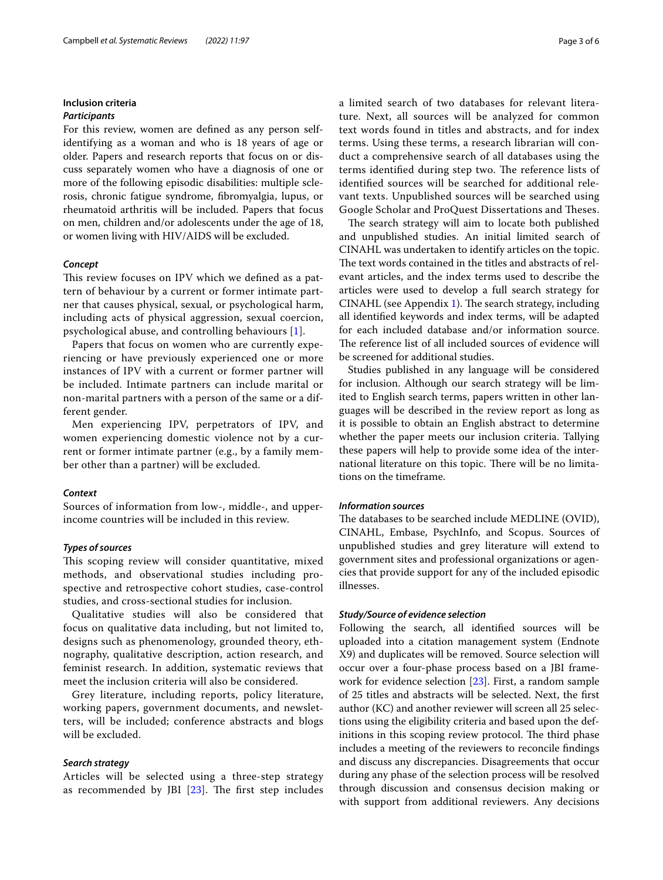## Inclusion criteria

### *Participants*

For this review, women are defined as any person self-identifying as a woman and who is 18 years of age or older. Papers and research reports that focus on or discuss separately women who have a diagnosis of one or more of the following episodic disabilities: multiple sclerosis, chronic fatigue syndrome, fibromyalgia, lupus, or rheumatoid arthritis will be included. Papers that focus on men, children and/or adolescents under the age of 18, or women living with HIV/AIDS will be excluded.

### *Concept*

This review focuses on IPV which we defined as a pattern of behaviour by a current or former intimate partner that causes physical, sexual, or psychological harm, including acts of physical aggression, sexual coercion, psychological abuse, and controlling behaviours [1].

Papers that focus on women who are currently experiencing or have previously experienced one or more instances of IPV with a current or former partner will be included. Intimate partners can include marital or non-marital partners with a person of the same or a different gender.

Men experiencing IPV, perpetrators of IPV, and women experiencing domestic violence not by a current or former intimate partner (e.g., by a family member other than a partner) will be excluded.

### *Context*

Sources of information from low-, middle-, and upper-income countries will be included in this review.

### *Types of sources*

This scoping review will consider quantitative, mixed methods, and observational studies including prospective and retrospective cohort studies, case-control studies, and cross-sectional studies for inclusion.

Qualitative studies will also be considered that focus on qualitative data including, but not limited to, designs such as phenomenology, grounded theory, ethnography, qualitative description, action research, and feminist research. In addition, systematic reviews that meet the inclusion criteria will also be considered.

Grey literature, including reports, policy literature, working papers, government documents, and newsletters, will be included; conference abstracts and blogs will be excluded.

### *Search strategy*

Articles will be selected using a three-step strategy as recommended by JBI [23]. The first step includes a limited search of two databases for relevant literature. Next, all sources will be analyzed for common text words found in titles and abstracts, and for index terms. Using these terms, a research librarian will conduct a comprehensive search of all databases using the terms identified during step two. The reference lists of identified sources will be searched for additional relevant texts. Unpublished sources will be searched using Google Scholar and ProQuest Dissertations and Theses.

The search strategy will aim to locate both published and unpublished studies. An initial limited search of CINAHL was undertaken to identify articles on the topic. The text words contained in the titles and abstracts of relevant articles, and the index terms used to describe the articles were used to develop a full search strategy for CINAHL (see Appendix 1). The search strategy, including all identified keywords and index terms, will be adapted for each included database and/or information source. The reference list of all included sources of evidence will be screened for additional studies.

Studies published in any language will be considered for inclusion. Although our search strategy will be limited to English search terms, papers written in other languages will be described in the review report as long as it is possible to obtain an English abstract to determine whether the paper meets our inclusion criteria. Tallying these papers will help to provide some idea of the international literature on this topic. There will be no limitations on the timeframe.

### *Information sources*

The databases to be searched include MEDLINE (OVID), CINAHL, Embase, PsychInfo, and Scopus. Sources of unpublished studies and grey literature will extend to government sites and professional organizations or agencies that provide support for any of the included episodic illnesses.

### *Study/Source of evidence selection*

Following the search, all identified sources will be uploaded into a citation management system (Endnote X9) and duplicates will be removed. Source selection will occur over a four-phase process based on a JBI framework for evidence selection [23]. First, a random sample of 25 titles and abstracts will be selected. Next, the first author (KC) and another reviewer will screen all 25 selections using the eligibility criteria and based upon the definitions in this scoping review protocol. The third phase includes a meeting of the reviewers to reconcile findings and discuss any discrepancies. Disagreements that occur during any phase of the selection process will be resolved through discussion and consensus decision making or with support from additional reviewers. Any decisions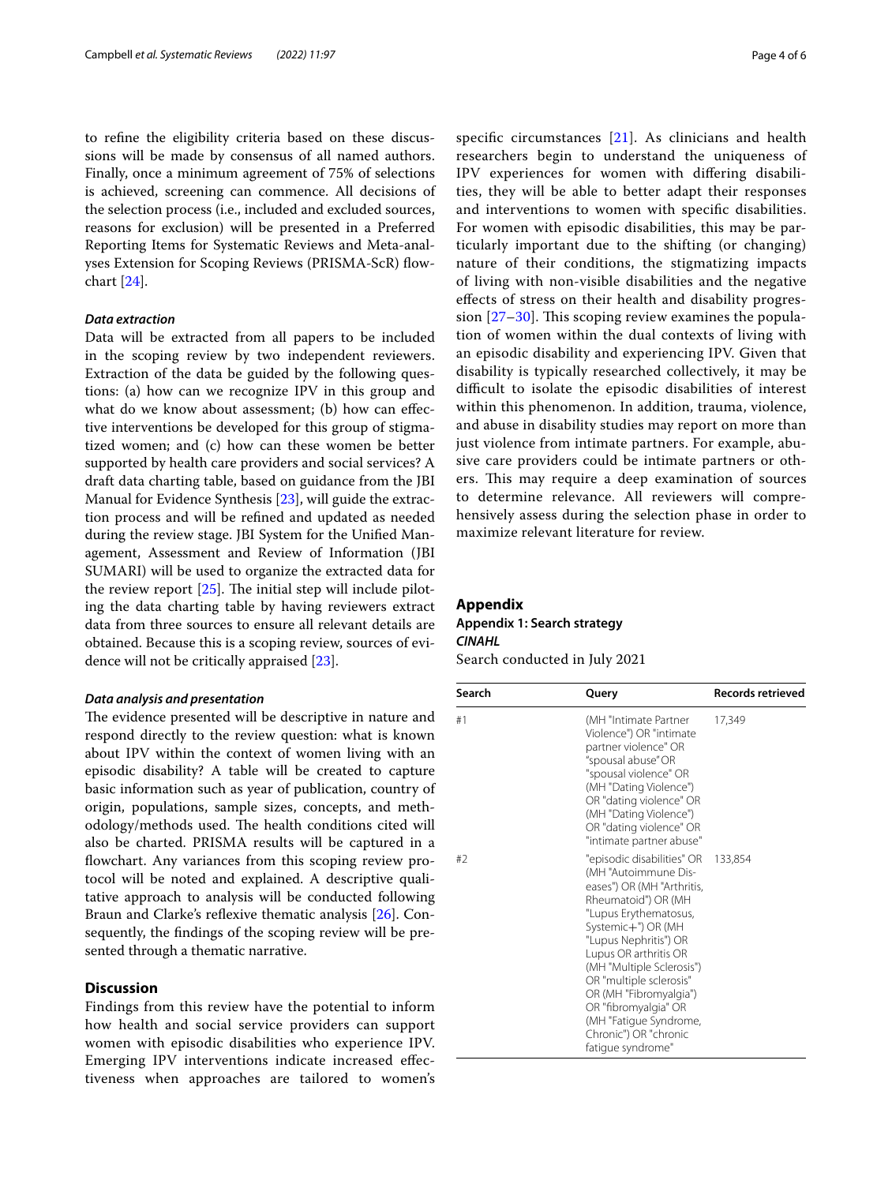to refine the eligibility criteria based on these discussions will be made by consensus of all named authors. Finally, once a minimum agreement of 75% of selections is achieved, screening can commence. All decisions of the selection process (i.e., included and excluded sources, reasons for exclusion) will be presented in a Preferred Reporting Items for Systematic Reviews and Meta-analyses Extension for Scoping Reviews (PRISMA-ScR) flowchart [24].

### *Data extraction*

Data will be extracted from all papers to be included in the scoping review by two independent reviewers. Extraction of the data be guided by the following questions: (a) how can we recognize IPV in this group and what do we know about assessment; (b) how can effective interventions be developed for this group of stigmatized women; and (c) how can these women be better supported by health care providers and social services? A draft data charting table, based on guidance from the JBI Manual for Evidence Synthesis [23], will guide the extraction process and will be refined and updated as needed during the review stage. JBI System for the Unified Management, Assessment and Review of Information (JBI SUMARI) will be used to organize the extracted data for the review report [25]. The initial step will include piloting the data charting table by having reviewers extract data from three sources to ensure all relevant details are obtained. Because this is a scoping review, sources of evidence will not be critically appraised [23].

### *Data analysis and presentation*

The evidence presented will be descriptive in nature and respond directly to the review question: what is known about IPV within the context of women living with an episodic disability? A table will be created to capture basic information such as year of publication, country of origin, populations, sample sizes, concepts, and methodology/methods used. The health conditions cited will also be charted. PRISMA results will be captured in a flowchart. Any variances from this scoping review protocol will be noted and explained. A descriptive qualitative approach to analysis will be conducted following Braun and Clarke's reflexive thematic analysis [26]. Consequently, the findings of the scoping review will be presented through a thematic narrative.

## Discussion

Findings from this review have the potential to inform how health and social service providers can support women with episodic disabilities who experience IPV. Emerging IPV interventions indicate increased effectiveness when approaches are tailored to women's specific circumstances [21]. As clinicians and health researchers begin to understand the uniqueness of IPV experiences for women with differing disabilities, they will be able to better adapt their responses and interventions to women with specific disabilities. For women with episodic disabilities, this may be particularly important due to the shifting (or changing) nature of their conditions, the stigmatizing impacts of living with non-visible disabilities and the negative effects of stress on their health and disability progression [27–30]. This scoping review examines the population of women within the dual contexts of living with an episodic disability and experiencing IPV. Given that disability is typically researched collectively, it may be difficult to isolate the episodic disabilities of interest within this phenomenon. In addition, trauma, violence, and abuse in disability studies may report on more than just violence from intimate partners. For example, abusive care providers could be intimate partners or others. This may require a deep examination of sources to determine relevance. All reviewers will comprehensively assess during the selection phase in order to maximize relevant literature for review.

## Appendix

### Appendix 1: Search strategy

#### *CINAHL*

Search conducted in July 2021

| Search | Query | Records retrieved |
|---|---|---|
| #1 | (MH "Intimate Partner Violence") OR "intimate partner violence" OR "spousal abuse" OR "spousal violence" OR (MH "Dating Violence") OR "dating violence" OR (MH "Dating Violence") OR "dating violence" OR "intimate partner abuse" | 17,349 |
| #2 | "episodic disabilities" OR (MH "Autoimmune Diseases") OR (MH "Arthritis, Rheumatoid") OR (MH "Lupus Erythematosus, Systemic+") OR (MH "Lupus Nephritis") OR Lupus OR arthritis OR (MH "Multiple Sclerosis") OR "multiple sclerosis" OR (MH "Fibromyalgia") OR "fibromyalgia" OR (MH "Fatigue Syndrome, Chronic") OR "chronic fatigue syndrome" | 133,854 |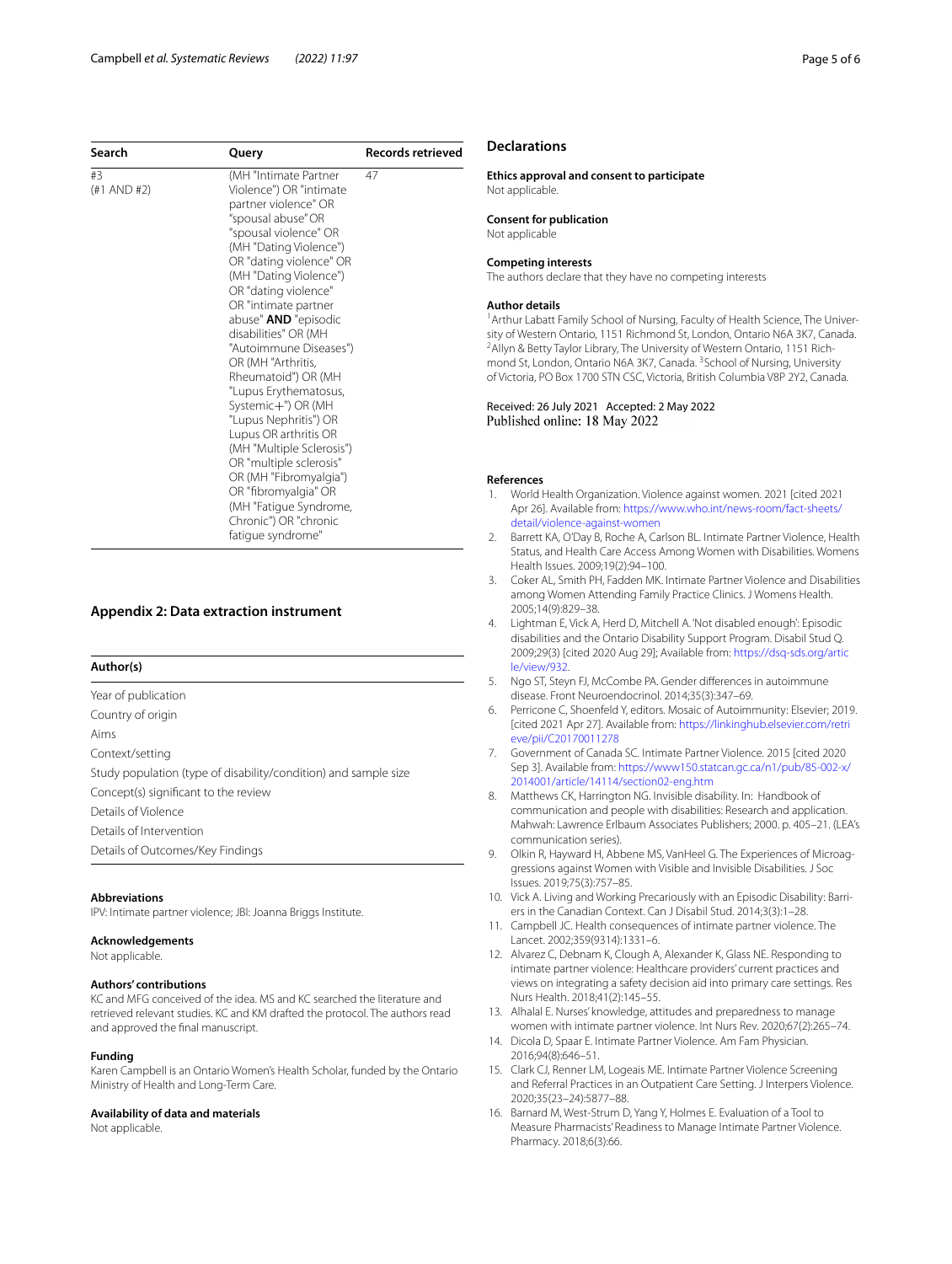| Search | Query | Records retrieved |
|---|---|---|
| #3 (#1 AND #2) | (MH "Intimate Partner Violence") OR "intimate partner violence" OR "spousal abuse" OR "spousal violence" OR (MH "Dating Violence") OR "dating violence" OR (MH "Dating Violence") OR "dating violence" OR "intimate partner abuse" **AND** "episodic disabilities" OR (MH "Autoimmune Diseases") OR (MH "Arthritis, Rheumatoid") OR (MH "Lupus Erythematosus, Systemic+") OR (MH "Lupus Nephritis") OR Lupus OR arthritis OR (MH "Multiple Sclerosis") OR "multiple sclerosis" OR (MH "Fibromyalgia") OR "fibromyalgia" OR (MH "Fatigue Syndrome, Chronic") OR "chronic fatigue syndrome" | 47 |

## Appendix 2: Data extraction instrument

| Author(s) |
|---|
| Year of publication |
| Country of origin |
| Aims |
| Context/setting |
| Study population (type of disability/condition) and sample size |
| Concept(s) significant to the review |
| Details of Violence |
| Details of Intervention |
| Details of Outcomes/Key Findings |

### Abbreviations
IPV: Intimate partner violence; JBI: Joanna Briggs Institute.

### Acknowledgements
Not applicable.

### Authors' contributions
KC and MFG conceived of the idea. MS and KC searched the literature and retrieved relevant studies. KC and KM drafted the protocol. The authors read and approved the final manuscript.

### Funding
Karen Campbell is an Ontario Women's Health Scholar, funded by the Ontario Ministry of Health and Long-Term Care.

### Availability of data and materials
Not applicable.

## Declarations

### Ethics approval and consent to participate
Not applicable.

### Consent for publication
Not applicable

### Competing interests
The authors declare that they have no competing interests

### Author details
[1] Arthur Labatt Family School of Nursing, Faculty of Health Science, The University of Western Ontario, 1151 Richmond St, London, Ontario N6A 3K7, Canada. [2] Allyn & Betty Taylor Library, The University of Western Ontario, 1151 Richmond St, London, Ontario N6A 3K7, Canada. [3] School of Nursing, University of Victoria, PO Box 1700 STN CSC, Victoria, British Columbia V8P 2Y2, Canada.

Received: 26 July 2021 Accepted: 2 May 2022
Published online: 18 May 2022

### References

1. World Health Organization. Violence against women. 2021 [cited 2021 Apr 26]. Available from: https://www.who.int/news-room/fact-sheets/detail/violence-against-women
2. Barrett KA, O'Day B, Roche A, Carlson BL. Intimate Partner Violence, Health Status, and Health Care Access Among Women with Disabilities. Womens Health Issues. 2009;19(2):94–100.
3. Coker AL, Smith PH, Fadden MK. Intimate Partner Violence and Disabilities among Women Attending Family Practice Clinics. J Womens Health. 2005;14(9):829–38.
4. Lightman E, Vick A, Herd D, Mitchell A. 'Not disabled enough': Episodic disabilities and the Ontario Disability Support Program. Disabil Stud Q. 2009;29(3) [cited 2020 Aug 29]; Available from: https://dsq-sds.org/article/view/932.
5. Ngo ST, Steyn FJ, McCombe PA. Gender differences in autoimmune disease. Front Neuroendocrinol. 2014;35(3):347–69.
6. Perricone C, Shoenfeld Y, editors. Mosaic of Autoimmunity: Elsevier; 2019. [cited 2021 Apr 27]. Available from: https://linkinghub.elsevier.com/retrieve/pii/C20170011278
7. Government of Canada SC. Intimate Partner Violence. 2015 [cited 2020 Sep 3]. Available from: https://www150.statcan.gc.ca/n1/pub/85-002-x/2014001/article/14114/section02-eng.htm
8. Matthews CK, Harrington NG. Invisible disability. In: Handbook of communication and people with disabilities: Research and application. Mahwah: Lawrence Erlbaum Associates Publishers; 2000. p. 405–21. (LEA's communication series).
9. Olkin R, Hayward H, Abbene MS, VanHeel G. The Experiences of Microaggressions against Women with Visible and Invisible Disabilities. J Soc Issues. 2019;75(3):757–85.
10. Vick A. Living and Working Precariously with an Episodic Disability: Barriers in the Canadian Context. Can J Disabil Stud. 2014;3(3):1–28.
11. Campbell JC. Health consequences of intimate partner violence. The Lancet. 2002;359(9314):1331–6.
12. Alvarez C, Debnam K, Clough A, Alexander K, Glass NE. Responding to intimate partner violence: Healthcare providers' current practices and views on integrating a safety decision aid into primary care settings. Res Nurs Health. 2018;41(2):145–55.
13. Alhalal E. Nurses' knowledge, attitudes and preparedness to manage women with intimate partner violence. Int Nurs Rev. 2020;67(2):265–74.
14. Dicola D, Spaar E. Intimate Partner Violence. Am Fam Physician. 2016;94(8):646–51.
15. Clark CJ, Renner LM, Logeais ME. Intimate Partner Violence Screening and Referral Practices in an Outpatient Care Setting. J Interpers Violence. 2020;35(23–24):5877–88.
16. Barnard M, West-Strum D, Yang Y, Holmes E. Evaluation of a Tool to Measure Pharmacists' Readiness to Manage Intimate Partner Violence. Pharmacy. 2018;6(3):66.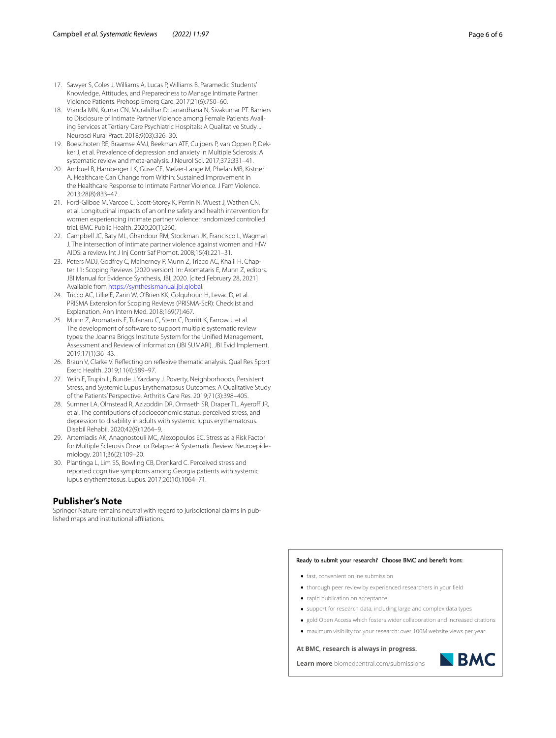17. Sawyer S, Coles J, Williams A, Lucas P, Williams B. Paramedic Students' Knowledge, Attitudes, and Preparedness to Manage Intimate Partner Violence Patients. Prehosp Emerg Care. 2017;21(6):750–60.
18. Vranda MN, Kumar CN, Muralidhar D, Janardhana N, Sivakumar PT. Barriers to Disclosure of Intimate Partner Violence among Female Patients Availing Services at Tertiary Care Psychiatric Hospitals: A Qualitative Study. J Neurosci Rural Pract. 2018;9(03):326–30.
19. Boeschoten RE, Braamse AMJ, Beekman ATF, Cuijpers P, van Oppen P, Dekker J, et al. Prevalence of depression and anxiety in Multiple Sclerosis: A systematic review and meta-analysis. J Neurol Sci. 2017;372:331–41.
20. Ambuel B, Hamberger LK, Guse CE, Melzer-Lange M, Phelan MB, Kistner A. Healthcare Can Change from Within: Sustained Improvement in the Healthcare Response to Intimate Partner Violence. J Fam Violence. 2013;28(8):833–47.
21. Ford-Gilboe M, Varcoe C, Scott-Storey K, Perrin N, Wuest J, Wathen CN, et al. Longitudinal impacts of an online safety and health intervention for women experiencing intimate partner violence: randomized controlled trial. BMC Public Health. 2020;20(1):260.
22. Campbell JC, Baty ML, Ghandour RM, Stockman JK, Francisco L, Wagman J. The intersection of intimate partner violence against women and HIV/AIDS: a review. Int J Inj Contr Saf Promot. 2008;15(4):221–31.
23. Peters MDJ, Godfrey C, McInerney P, Munn Z, Tricco AC, Khalil H. Chapter 11: Scoping Reviews (2020 version). In: Aromataris E, Munn Z, editors. JBI Manual for Evidence Synthesis, JBI; 2020. [cited February 28, 2021] Available from https://synthesismanual.jbi.global.
24. Tricco AC, Lillie E, Zarin W, O'Brien KK, Colquhoun H, Levac D, et al. PRISMA Extension for Scoping Reviews (PRISMA-ScR): Checklist and Explanation. Ann Intern Med. 2018;169(7):467.
25. Munn Z, Aromataris E, Tufanaru C, Stern C, Porritt K, Farrow J, et al. The development of software to support multiple systematic review types: the Joanna Briggs Institute System for the Unified Management, Assessment and Review of Information (JBI SUMARI). JBI Evid Implement. 2019;17(1):36–43.
26. Braun V, Clarke V. Reflecting on reflexive thematic analysis. Qual Res Sport Exerc Health. 2019;11(4):589–97.
27. Yelin E, Trupin L, Bunde J, Yazdany J. Poverty, Neighborhoods, Persistent Stress, and Systemic Lupus Erythematosus Outcomes: A Qualitative Study of the Patients' Perspective. Arthritis Care Res. 2019;71(3):398–405.
28. Sumner LA, Olmstead R, Azizoddin DR, Ormseth SR, Draper TL, Ayeroff JR, et al. The contributions of socioeconomic status, perceived stress, and depression to disability in adults with systemic lupus erythematosus. Disabil Rehabil. 2020;42(9):1264–9.
29. Artemiadis AK, Anagnostouli MC, Alexopoulos EC. Stress as a Risk Factor for Multiple Sclerosis Onset or Relapse: A Systematic Review. Neuroepidemiology. 2011;36(2):109–20.
30. Plantinga L, Lim SS, Bowling CB, Drenkard C. Perceived stress and reported cognitive symptoms among Georgia patients with systemic lupus erythematosus. Lupus. 2017;26(10):1064–71.

## Publisher's Note

Springer Nature remains neutral with regard to jurisdictional claims in published maps and institutional affiliations.

Ready to submit your research? Choose BMC and benefit from:

- fast, convenient online submission
- thorough peer review by experienced researchers in your field
- rapid publication on acceptance
- support for research data, including large and complex data types
- gold Open Access which fosters wider collaboration and increased citations
- maximum visibility for your research: over 100M website views per year

**At BMC, research is always in progress.**

**Learn more** biomedcentral.com/submissions

BMC